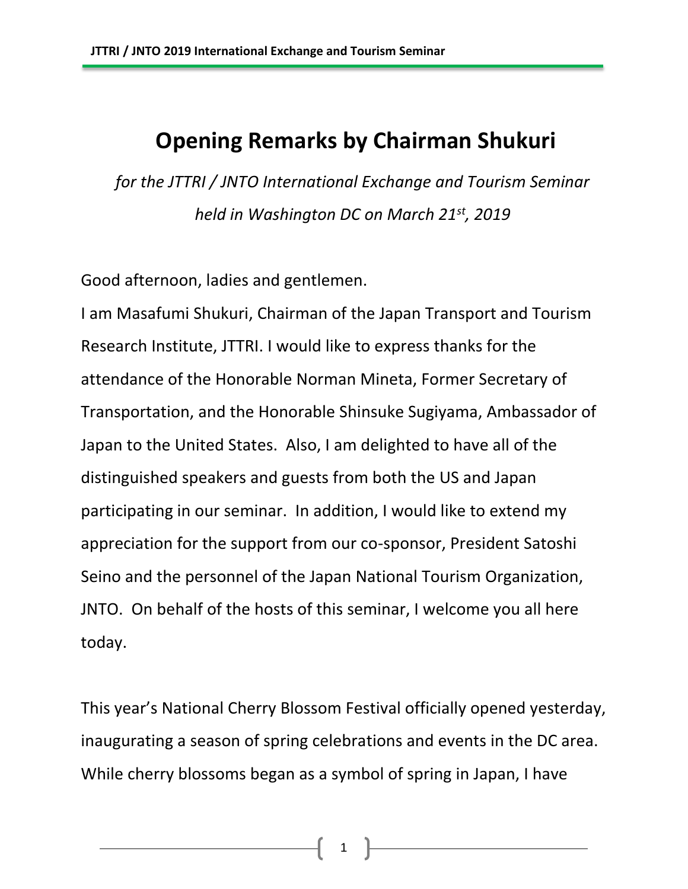# Opening Remarks by Chairman Shukuri

*for the JTTRI / JNTO International Exchange and Tourism Seminar held in Washington DC on March 21st, 2019*

Good afternoon, ladies and gentlemen.

I am Masafumi Shukuri, Chairman of the Japan Transport and Tourism Research Institute, JTTRI. I would like to express thanks for the attendance of the Honorable Norman Mineta, Former Secretary of Transportation, and the Honorable Shinsuke Sugiyama, Ambassador of Japan to the United States. Also, I am delighted to have all of the distinguished speakers and guests from both the US and Japan participating in our seminar. In addition, I would like to extend my appreciation for the support from our co-sponsor, President Satoshi Seino and the personnel of the Japan National Tourism Organization, JNTO. On behalf of the hosts of this seminar, I welcome you all here today.

This year's National Cherry Blossom Festival officially opened yesterday, inaugurating a season of spring celebrations and events in the DC area. While cherry blossoms began as a symbol of spring in Japan, I have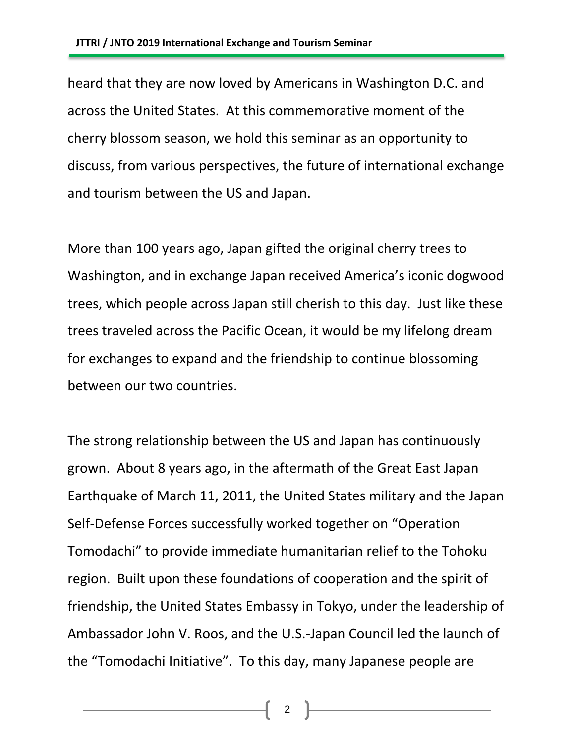heard that they are now loved by Americans in Washington D.C. and across the United States. At this commemorative moment of the cherry blossom season, we hold this seminar as an opportunity to discuss, from various perspectives, the future of international exchange and tourism between the US and Japan.

More than 100 years ago, Japan gifted the original cherry trees to Washington, and in exchange Japan received America's iconic dogwood trees, which people across Japan still cherish to this day. Just like these trees traveled across the Pacific Ocean, it would be my lifelong dream for exchanges to expand and the friendship to continue blossoming between our two countries.

The strong relationship between the US and Japan has continuously grown. About 8 years ago, in the aftermath of the Great East Japan Earthquake of March 11, 2011, the United States military and the Japan Self-Defense Forces successfully worked together on "Operation Tomodachi" to provide immediate humanitarian relief to the Tohoku region. Built upon these foundations of cooperation and the spirit of friendship, the United States Embassy in Tokyo, under the leadership of Ambassador John V. Roos, and the U.S.-Japan Council led the launch of the "Tomodachi Initiative". To this day, many Japanese people are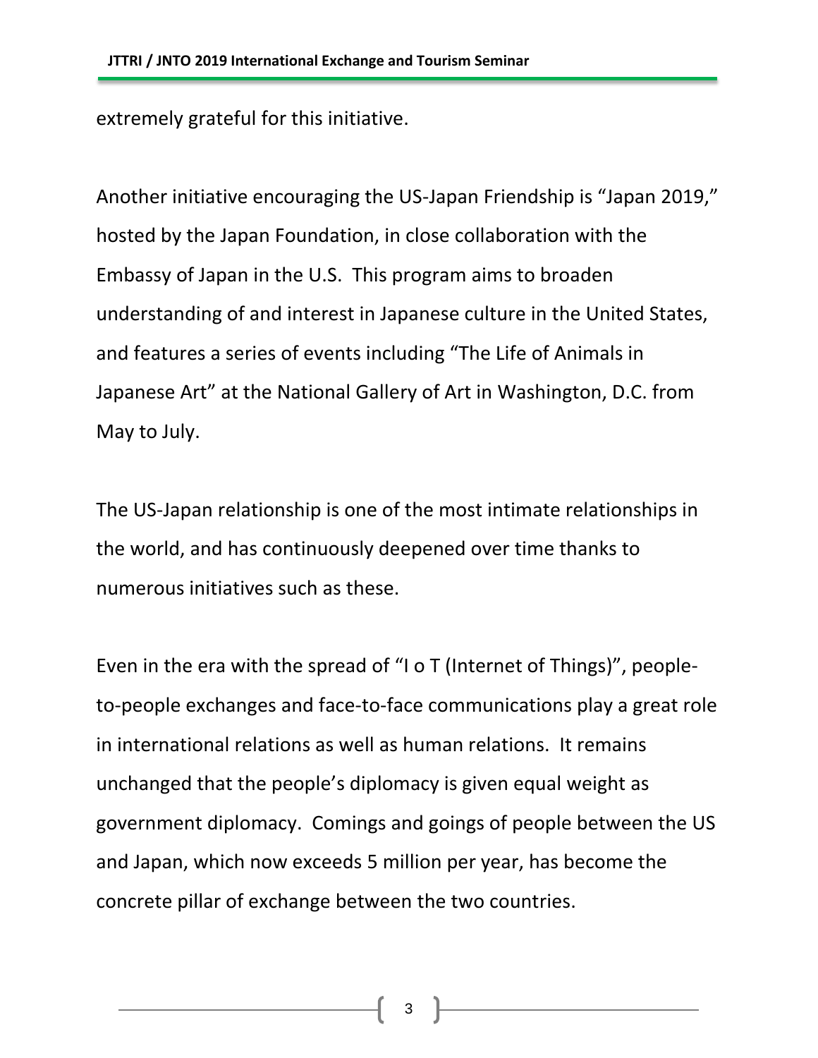extremely grateful for this initiative.

Another initiative encouraging the US-Japan Friendship is “Japan 2019,” hosted by the Japan Foundation, in close collaboration with the Embassy of Japan in the U.S. This program aims to broaden understanding of and interest in Japanese culture in the United States, and features a series of events including “The Life of Animals in Japanese Art” at the National Gallery of Art in Washington, D.C. from May to July.

The US-Japan relationship is one of the most intimate relationships in the world, and has continuously deepened over time thanks to numerous initiatives such as these.

Even in the era with the spread of “I o T (Internet of Things)”, people-to-people exchanges and face-to-face communications play a great role in international relations as well as human relations. It remains unchanged that the people’s diplomacy is given equal weight as government diplomacy. Comings and goings of people between the US and Japan, which now exceeds 5 million per year, has become the concrete pillar of exchange between the two countries.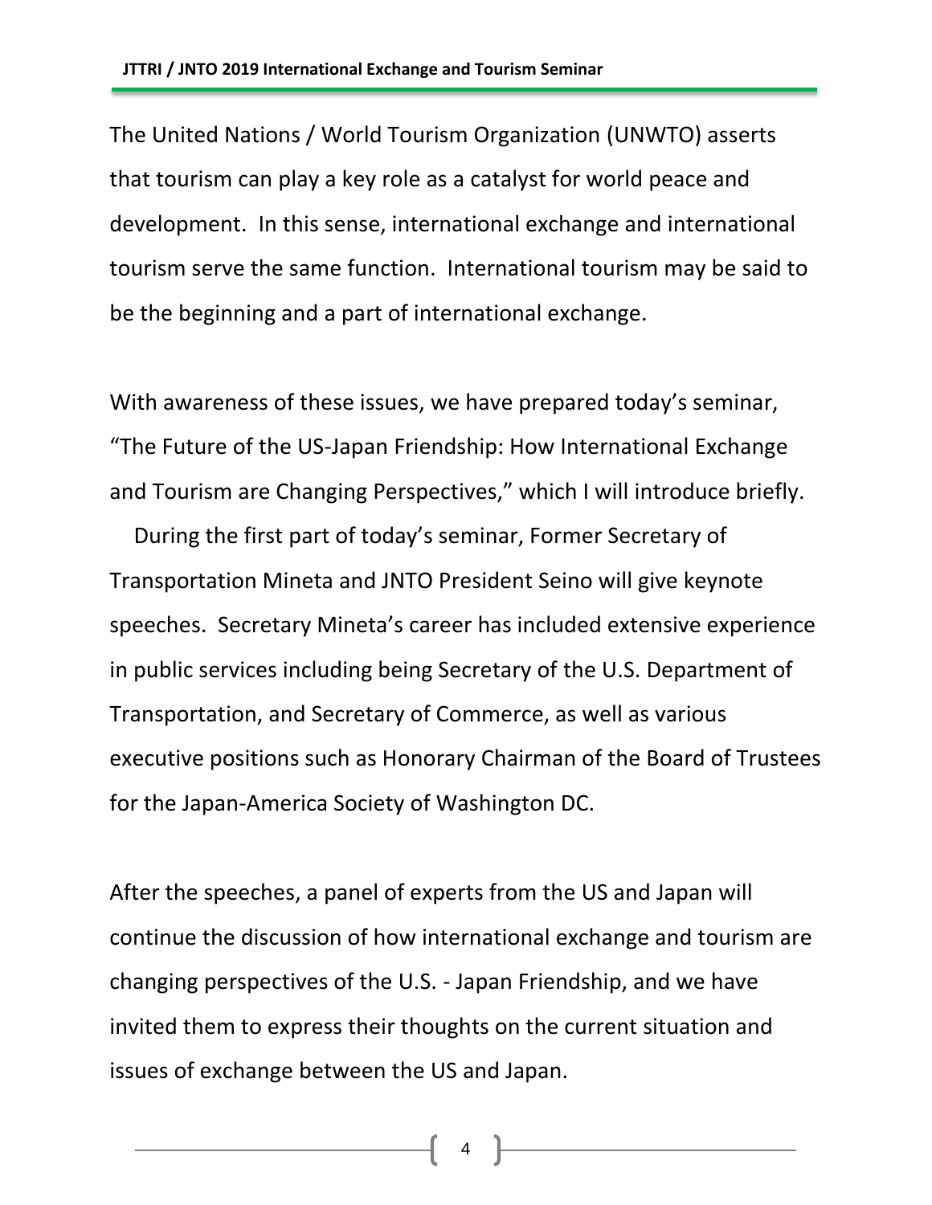The United Nations / World Tourism Organization (UNWTO) asserts that tourism can play a key role as a catalyst for world peace and development. In this sense, international exchange and international tourism serve the same function. International tourism may be said to be the beginning and a part of international exchange.

With awareness of these issues, we have prepared today's seminar, "The Future of the US-Japan Friendship: How International Exchange and Tourism are Changing Perspectives," which I will introduce briefly.

During the first part of today's seminar, Former Secretary of Transportation Mineta and JNTO President Seino will give keynote speeches. Secretary Mineta's career has included extensive experience in public services including being Secretary of the U.S. Department of Transportation, and Secretary of Commerce, as well as various executive positions such as Honorary Chairman of the Board of Trustees for the Japan-America Society of Washington DC.

After the speeches, a panel of experts from the US and Japan will continue the discussion of how international exchange and tourism are changing perspectives of the U.S. - Japan Friendship, and we have invited them to express their thoughts on the current situation and issues of exchange between the US and Japan.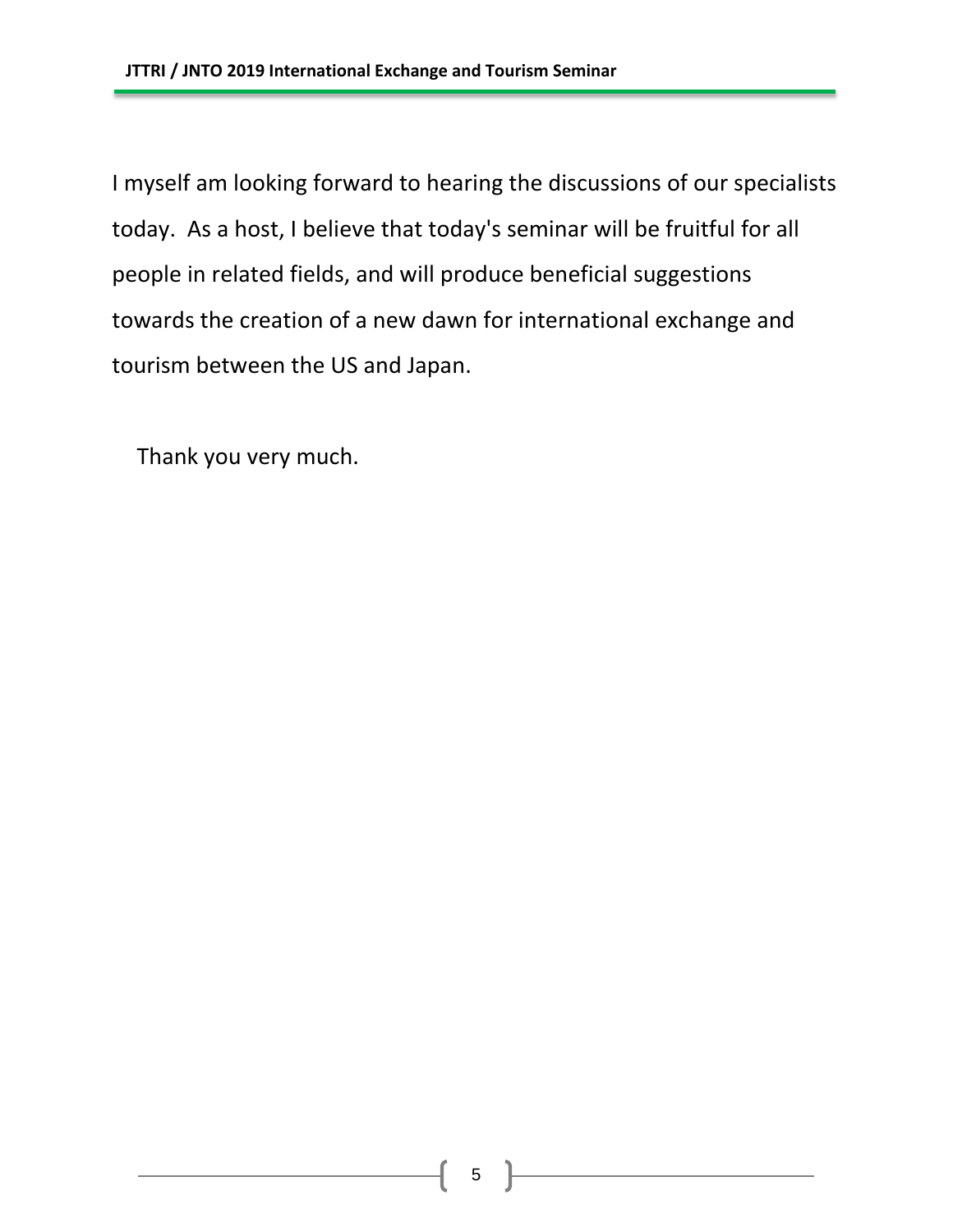I myself am looking forward to hearing the discussions of our specialists today. As a host, I believe that today's seminar will be fruitful for all people in related fields, and will produce beneficial suggestions towards the creation of a new dawn for international exchange and tourism between the US and Japan.

Thank you very much.